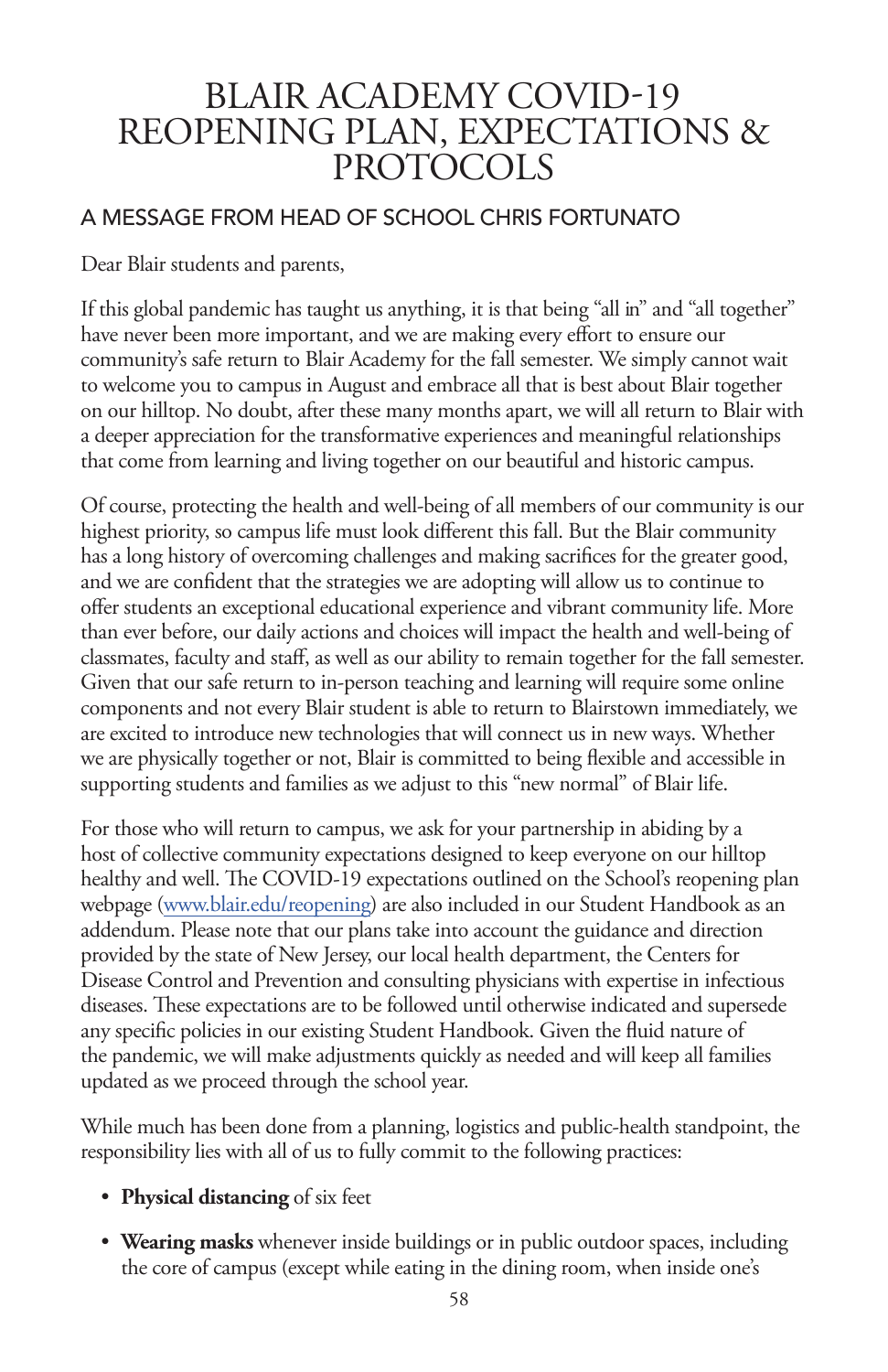# BLAIR ACADEMY COVID-19 REOPENING PLAN, EXPECTATIONS & PROTOCOLS

## A MESSAGE FROM HEAD OF SCHOOL CHRIS FORTUNATO

Dear Blair students and parents,

If this global pandemic has taught us anything, it is that being "all in" and "all together" have never been more important, and we are making every effort to ensure our community's safe return to Blair Academy for the fall semester. We simply cannot wait to welcome you to campus in August and embrace all that is best about Blair together on our hilltop. No doubt, after these many months apart, we will all return to Blair with a deeper appreciation for the transformative experiences and meaningful relationships that come from learning and living together on our beautiful and historic campus.

Of course, protecting the health and well-being of all members of our community is our highest priority, so campus life must look different this fall. But the Blair community has a long history of overcoming challenges and making sacrifices for the greater good, and we are confident that the strategies we are adopting will allow us to continue to offer students an exceptional educational experience and vibrant community life. More than ever before, our daily actions and choices will impact the health and well-being of classmates, faculty and staff, as well as our ability to remain together for the fall semester. Given that our safe return to in-person teaching and learning will require some online components and not every Blair student is able to return to Blairstown immediately, we are excited to introduce new technologies that will connect us in new ways. Whether we are physically together or not, Blair is committed to being flexible and accessible in supporting students and families as we adjust to this "new normal" of Blair life.

For those who will return to campus, we ask for your partnership in abiding by a host of collective community expectations designed to keep everyone on our hilltop healthy and well. The COVID-19 expectations outlined on the School's reopening plan webpage (www.blair.edu/reopening) are also included in our Student Handbook as an addendum. Please note that our plans take into account the guidance and direction provided by the state of New Jersey, our local health department, the Centers for Disease Control and Prevention and consulting physicians with expertise in infectious diseases. These expectations are to be followed until otherwise indicated and supersede any specific policies in our existing Student Handbook. Given the fluid nature of the pandemic, we will make adjustments quickly as needed and will keep all families updated as we proceed through the school year.

While much has been done from a planning, logistics and public-health standpoint, the responsibility lies with all of us to fully commit to the following practices:

- **Physical distancing** of six feet
- **Wearing masks** whenever inside buildings or in public outdoor spaces, including the core of campus (except while eating in the dining room, when inside one's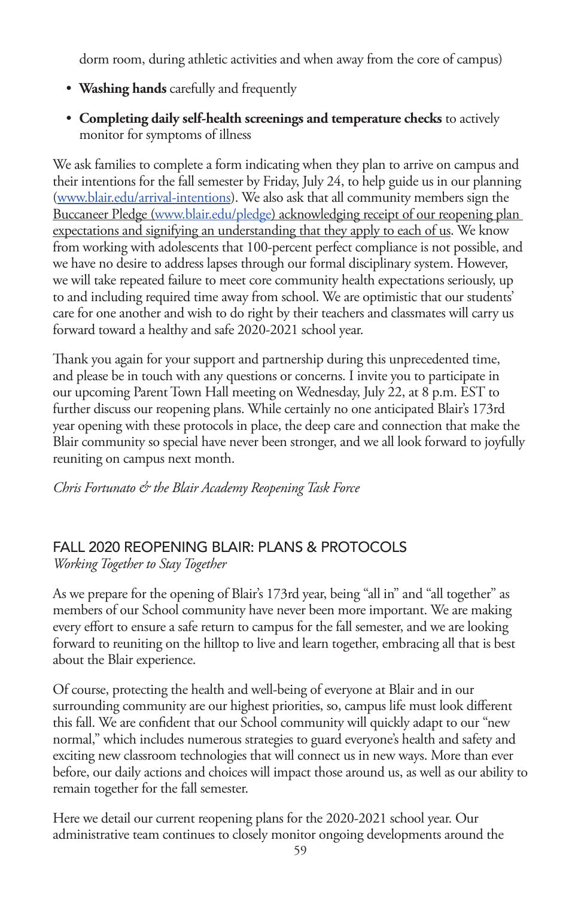dorm room, during athletic activities and when away from the core of campus)

- **Washing hands** carefully and frequently
- **Completing daily self-health screenings and temperature checks** to actively monitor for symptoms of illness

We ask families to complete a form indicating when they plan to arrive on campus and their intentions for the fall semester by Friday, July 24, to help guide us in our planning (www.blair.edu/arrival-intentions). We also ask that all community members sign the Buccaneer Pledge (www.blair.edu/pledge) acknowledging receipt of our reopening plan expectations and signifying an understanding that they apply to each of us. We know from working with adolescents that 100-percent perfect compliance is not possible, and we have no desire to address lapses through our formal disciplinary system. However, we will take repeated failure to meet core community health expectations seriously, up to and including required time away from school. We are optimistic that our students' care for one another and wish to do right by their teachers and classmates will carry us forward toward a healthy and safe 2020-2021 school year.

Thank you again for your support and partnership during this unprecedented time, and please be in touch with any questions or concerns. I invite you to participate in our upcoming Parent Town Hall meeting on Wednesday, July 22, at 8 p.m. EST to further discuss our reopening plans. While certainly no one anticipated Blair's 173rd year opening with these protocols in place, the deep care and connection that make the Blair community so special have never been stronger, and we all look forward to joyfully reuniting on campus next month.

*Chris Fortunato & the Blair Academy Reopening Task Force*

## FALL 2020 REOPENING BLAIR: PLANS & PROTOCOLS

*Working Together to Stay Together*

As we prepare for the opening of Blair's 173rd year, being "all in" and "all together" as members of our School community have never been more important. We are making every effort to ensure a safe return to campus for the fall semester, and we are looking forward to reuniting on the hilltop to live and learn together, embracing all that is best about the Blair experience.

Of course, protecting the health and well-being of everyone at Blair and in our surrounding community are our highest priorities, so, campus life must look different this fall. We are confident that our School community will quickly adapt to our "new normal," which includes numerous strategies to guard everyone's health and safety and exciting new classroom technologies that will connect us in new ways. More than ever before, our daily actions and choices will impact those around us, as well as our ability to remain together for the fall semester.

Here we detail our current reopening plans for the 2020-2021 school year. Our administrative team continues to closely monitor ongoing developments around the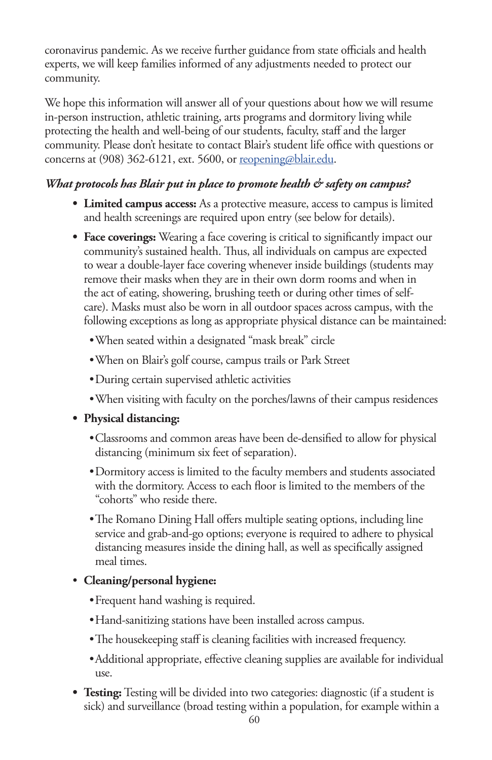coronavirus pandemic. As we receive further guidance from state officials and health experts, we will keep families informed of any adjustments needed to protect our community.

We hope this information will answer all of your questions about how we will resume in-person instruction, athletic training, arts programs and dormitory living while protecting the health and well-being of our students, faculty, staff and the larger community. Please don't hesitate to contact Blair's student life office with questions or concerns at (908) 362-6121, ext. 5600, or [reopening@blair.edu](mailto:reopening@blair.edu).

***What protocols has Blair put in place to promote health & safety on campus?***

- **Limited campus access:** As a protective measure, access to campus is limited and health screenings are required upon entry (see below for details).
- **Face coverings:** Wearing a face covering is critical to significantly impact our community's sustained health. Thus, all individuals on campus are expected to wear a double-layer face covering whenever inside buildings (students may remove their masks when they are in their own dorm rooms and when in the act of eating, showering, brushing teeth or during other times of self-care). Masks must also be worn in all outdoor spaces across campus, with the following exceptions as long as appropriate physical distance can be maintained:
  - When seated within a designated "mask break" circle
  - When on Blair's golf course, campus trails or Park Street
  - During certain supervised athletic activities
  - When visiting with faculty on the porches/lawns of their campus residences
- **Physical distancing:**
  - Classrooms and common areas have been de-densified to allow for physical distancing (minimum six feet of separation).
  - Dormitory access is limited to the faculty members and students associated with the dormitory. Access to each floor is limited to the members of the "cohorts" who reside there.
  - The Romano Dining Hall offers multiple seating options, including line service and grab-and-go options; everyone is required to adhere to physical distancing measures inside the dining hall, as well as specifically assigned meal times.
- **Cleaning/personal hygiene:**
  - Frequent hand washing is required.
  - Hand-sanitizing stations have been installed across campus.
  - The housekeeping staff is cleaning facilities with increased frequency.
  - Additional appropriate, effective cleaning supplies are available for individual use.
- **Testing:** Testing will be divided into two categories: diagnostic (if a student is sick) and surveillance (broad testing within a population, for example within a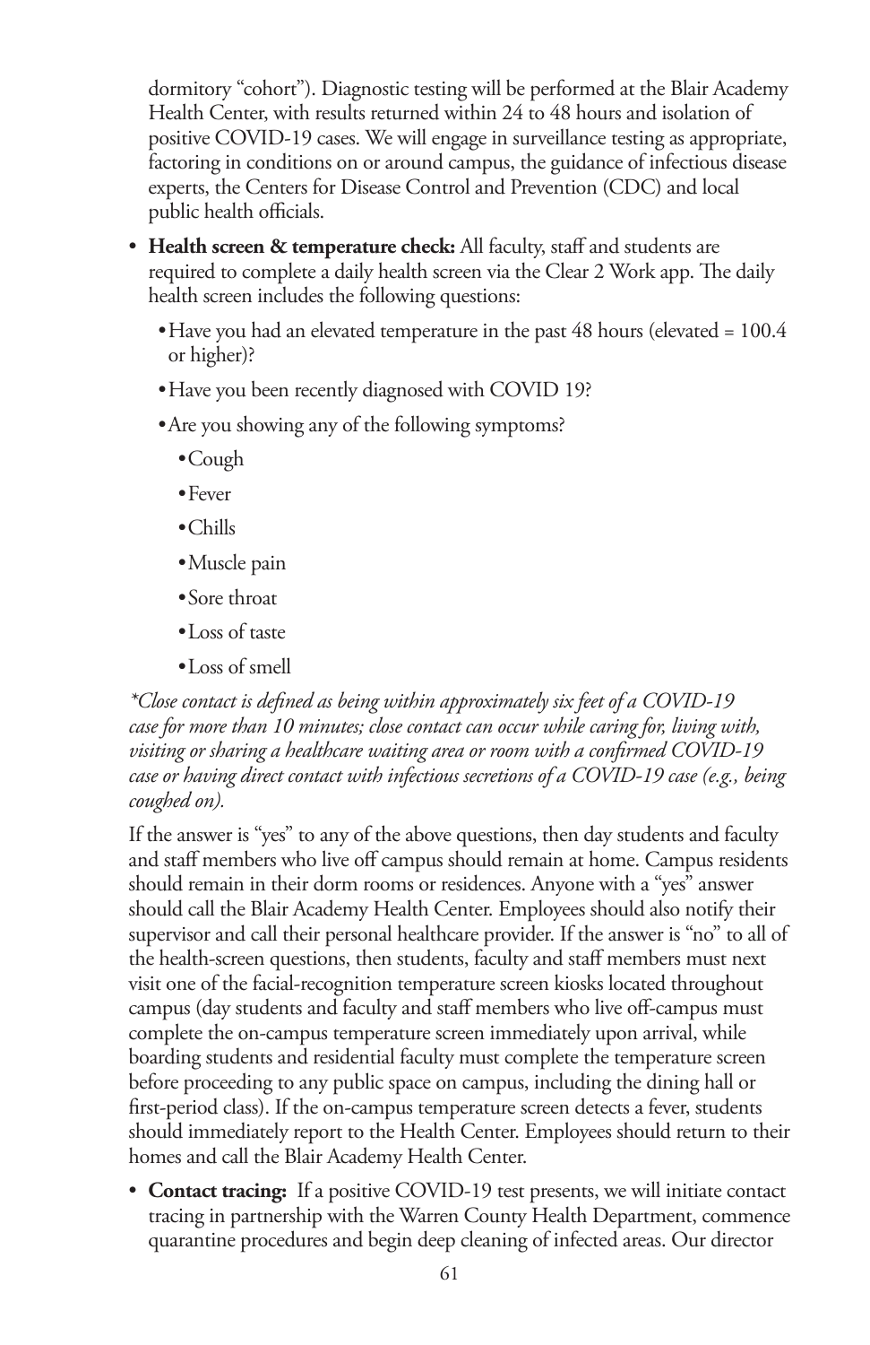dormitory "cohort"). Diagnostic testing will be performed at the Blair Academy Health Center, with results returned within 24 to 48 hours and isolation of positive COVID-19 cases. We will engage in surveillance testing as appropriate, factoring in conditions on or around campus, the guidance of infectious disease experts, the Centers for Disease Control and Prevention (CDC) and local public health officials.

- **Health screen & temperature check:** All faculty, staff and students are required to complete a daily health screen via the Clear 2 Work app. The daily health screen includes the following questions:
  - Have you had an elevated temperature in the past 48 hours (elevated = 100.4 or higher)?
  - Have you been recently diagnosed with COVID 19?
  - Are you showing any of the following symptoms?
    - Cough
    - Fever
    - Chills
    - Muscle pain
    - Sore throat
    - Loss of taste
    - Loss of smell

*\*Close contact is defined as being within approximately six feet of a COVID-19 case for more than 10 minutes; close contact can occur while caring for, living with, visiting or sharing a healthcare waiting area or room with a confirmed COVID-19 case or having direct contact with infectious secretions of a COVID-19 case (e.g., being coughed on).*

If the answer is "yes" to any of the above questions, then day students and faculty and staff members who live off campus should remain at home. Campus residents should remain in their dorm rooms or residences. Anyone with a "yes" answer should call the Blair Academy Health Center. Employees should also notify their supervisor and call their personal healthcare provider. If the answer is "no" to all of the health-screen questions, then students, faculty and staff members must next visit one of the facial-recognition temperature screen kiosks located throughout campus (day students and faculty and staff members who live off-campus must complete the on-campus temperature screen immediately upon arrival, while boarding students and residential faculty must complete the temperature screen before proceeding to any public space on campus, including the dining hall or first-period class). If the on-campus temperature screen detects a fever, students should immediately report to the Health Center. Employees should return to their homes and call the Blair Academy Health Center.

- **Contact tracing:** If a positive COVID-19 test presents, we will initiate contact tracing in partnership with the Warren County Health Department, commence quarantine procedures and begin deep cleaning of infected areas. Our director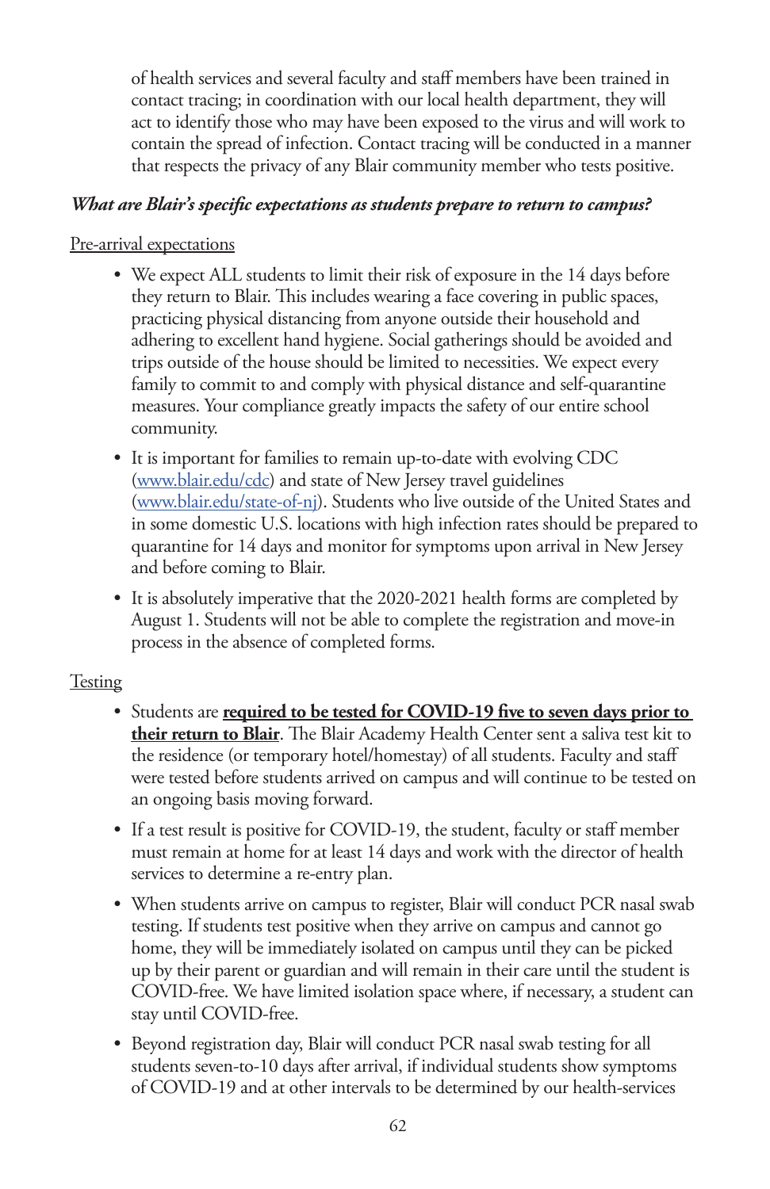of health services and several faculty and staff members have been trained in contact tracing; in coordination with our local health department, they will act to identify those who may have been exposed to the virus and will work to contain the spread of infection. Contact tracing will be conducted in a manner that respects the privacy of any Blair community member who tests positive.

***What are Blair's specific expectations as students prepare to return to campus?***

<u>Pre-arrival expectations</u>

- We expect ALL students to limit their risk of exposure in the 14 days before they return to Blair. This includes wearing a face covering in public spaces, practicing physical distancing from anyone outside their household and adhering to excellent hand hygiene. Social gatherings should be avoided and trips outside of the house should be limited to necessities. We expect every family to commit to and comply with physical distance and self-quarantine measures. Your compliance greatly impacts the safety of our entire school community.
- It is important for families to remain up-to-date with evolving CDC ([www.blair.edu/cdc](www.blair.edu/cdc)) and state of New Jersey travel guidelines ([www.blair.edu/state-of-nj](www.blair.edu/state-of-nj)). Students who live outside of the United States and in some domestic U.S. locations with high infection rates should be prepared to quarantine for 14 days and monitor for symptoms upon arrival in New Jersey and before coming to Blair.
- It is absolutely imperative that the 2020-2021 health forms are completed by August 1. Students will not be able to complete the registration and move-in process in the absence of completed forms.

<u>Testing</u>

- Students are <u>**required to be tested for COVID-19 five to seven days prior to their return to Blair**</u>. The Blair Academy Health Center sent a saliva test kit to the residence (or temporary hotel/homestay) of all students. Faculty and staff were tested before students arrived on campus and will continue to be tested on an ongoing basis moving forward.
- If a test result is positive for COVID-19, the student, faculty or staff member must remain at home for at least 14 days and work with the director of health services to determine a re-entry plan.
- When students arrive on campus to register, Blair will conduct PCR nasal swab testing. If students test positive when they arrive on campus and cannot go home, they will be immediately isolated on campus until they can be picked up by their parent or guardian and will remain in their care until the student is COVID-free. We have limited isolation space where, if necessary, a student can stay until COVID-free.
- Beyond registration day, Blair will conduct PCR nasal swab testing for all students seven-to-10 days after arrival, if individual students show symptoms of COVID-19 and at other intervals to be determined by our health-services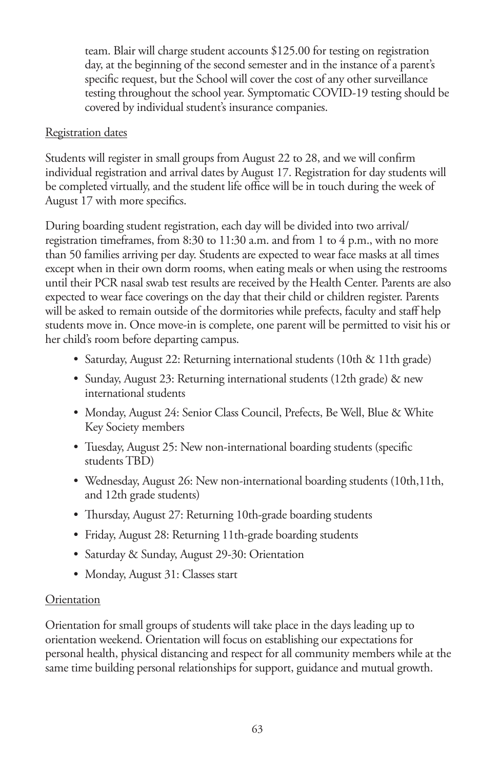team. Blair will charge student accounts $125.00 for testing on registration day, at the beginning of the second semester and in the instance of a parent's specific request, but the School will cover the cost of any other surveillance testing throughout the school year. Symptomatic COVID-19 testing should be covered by individual student's insurance companies.

Registration dates

Students will register in small groups from August 22 to 28, and we will confirm individual registration and arrival dates by August 17. Registration for day students will be completed virtually, and the student life office will be in touch during the week of August 17 with more specifics.

During boarding student registration, each day will be divided into two arrival/registration timeframes, from 8:30 to 11:30 a.m. and from 1 to 4 p.m., with no more than 50 families arriving per day. Students are expected to wear face masks at all times except when in their own dorm rooms, when eating meals or when using the restrooms until their PCR nasal swab test results are received by the Health Center. Parents are also expected to wear face coverings on the day that their child or children register. Parents will be asked to remain outside of the dormitories while prefects, faculty and staff help students move in. Once move-in is complete, one parent will be permitted to visit his or her child's room before departing campus.

- Saturday, August 22: Returning international students (10th & 11th grade)
- Sunday, August 23: Returning international students (12th grade) & new international students
- Monday, August 24: Senior Class Council, Prefects, Be Well, Blue & White Key Society members
- Tuesday, August 25: New non-international boarding students (specific students TBD)
- Wednesday, August 26: New non-international boarding students (10th,11th, and 12th grade students)
- Thursday, August 27: Returning 10th-grade boarding students
- Friday, August 28: Returning 11th-grade boarding students
- Saturday & Sunday, August 29-30: Orientation
- Monday, August 31: Classes start

Orientation

Orientation for small groups of students will take place in the days leading up to orientation weekend. Orientation will focus on establishing our expectations for personal health, physical distancing and respect for all community members while at the same time building personal relationships for support, guidance and mutual growth.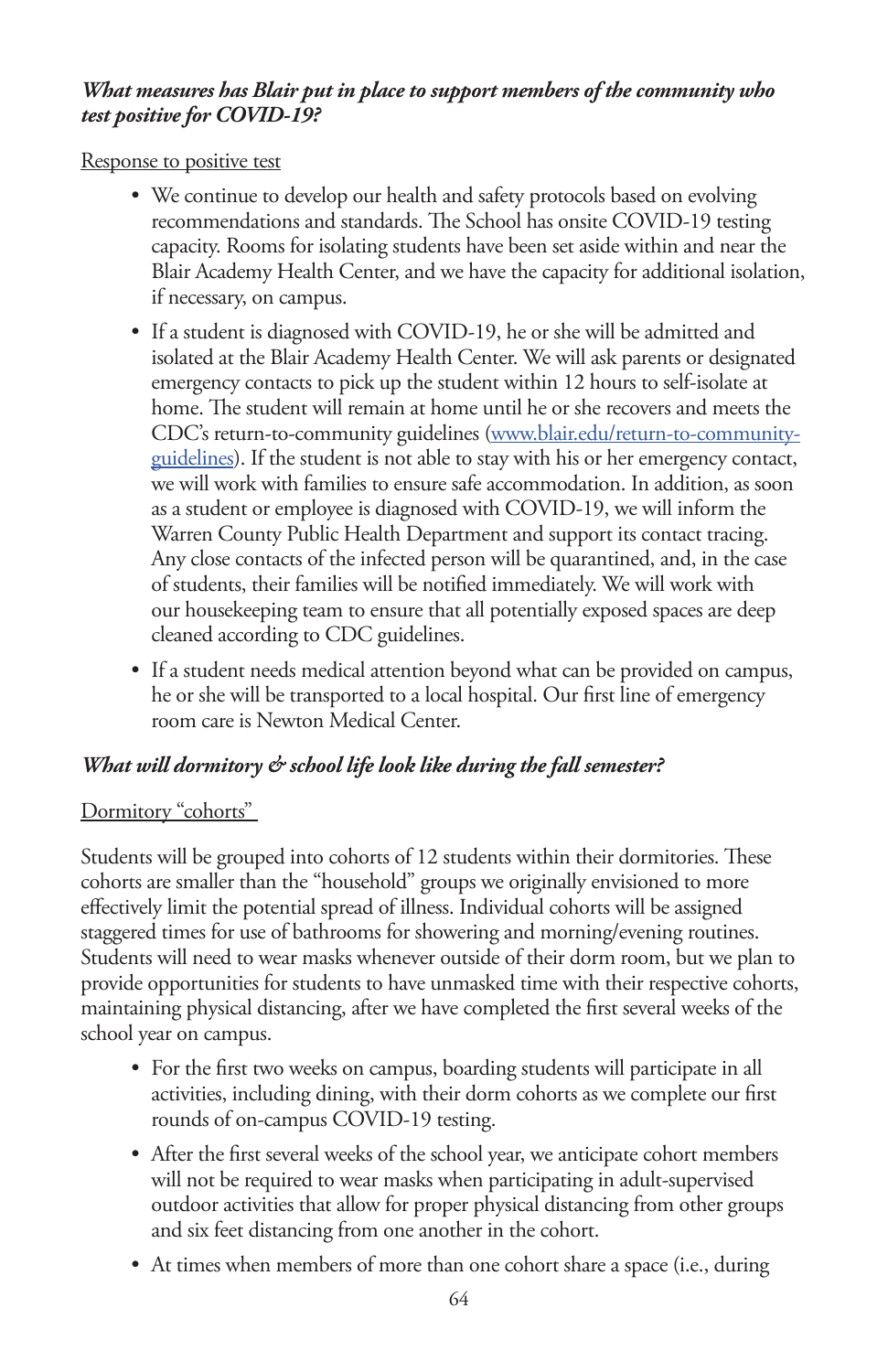***What measures has Blair put in place to support members of the community who test positive for COVID-19?***

<u>Response to positive test</u>

- We continue to develop our health and safety protocols based on evolving recommendations and standards. The School has onsite COVID-19 testing capacity. Rooms for isolating students have been set aside within and near the Blair Academy Health Center, and we have the capacity for additional isolation, if necessary, on campus.
- If a student is diagnosed with COVID-19, he or she will be admitted and isolated at the Blair Academy Health Center. We will ask parents or designated emergency contacts to pick up the student within 12 hours to self-isolate at home. The student will remain at home until he or she recovers and meets the CDC's return-to-community guidelines ([www.blair.edu/return-to-community-guidelines](www.blair.edu/return-to-community-guidelines)). If the student is not able to stay with his or her emergency contact, we will work with families to ensure safe accommodation. In addition, as soon as a student or employee is diagnosed with COVID-19, we will inform the Warren County Public Health Department and support its contact tracing. Any close contacts of the infected person will be quarantined, and, in the case of students, their families will be notified immediately. We will work with our housekeeping team to ensure that all potentially exposed spaces are deep cleaned according to CDC guidelines.
- If a student needs medical attention beyond what can be provided on campus, he or she will be transported to a local hospital. Our first line of emergency room care is Newton Medical Center.

***What will dormitory & school life look like during the fall semester?***

<u>Dormitory "cohorts"</u>

Students will be grouped into cohorts of 12 students within their dormitories. These cohorts are smaller than the "household" groups we originally envisioned to more effectively limit the potential spread of illness. Individual cohorts will be assigned staggered times for use of bathrooms for showering and morning/evening routines. Students will need to wear masks whenever outside of their dorm room, but we plan to provide opportunities for students to have unmasked time with their respective cohorts, maintaining physical distancing, after we have completed the first several weeks of the school year on campus.

- For the first two weeks on campus, boarding students will participate in all activities, including dining, with their dorm cohorts as we complete our first rounds of on-campus COVID-19 testing.
- After the first several weeks of the school year, we anticipate cohort members will not be required to wear masks when participating in adult-supervised outdoor activities that allow for proper physical distancing from other groups and six feet distancing from one another in the cohort.
- At times when members of more than one cohort share a space (i.e., during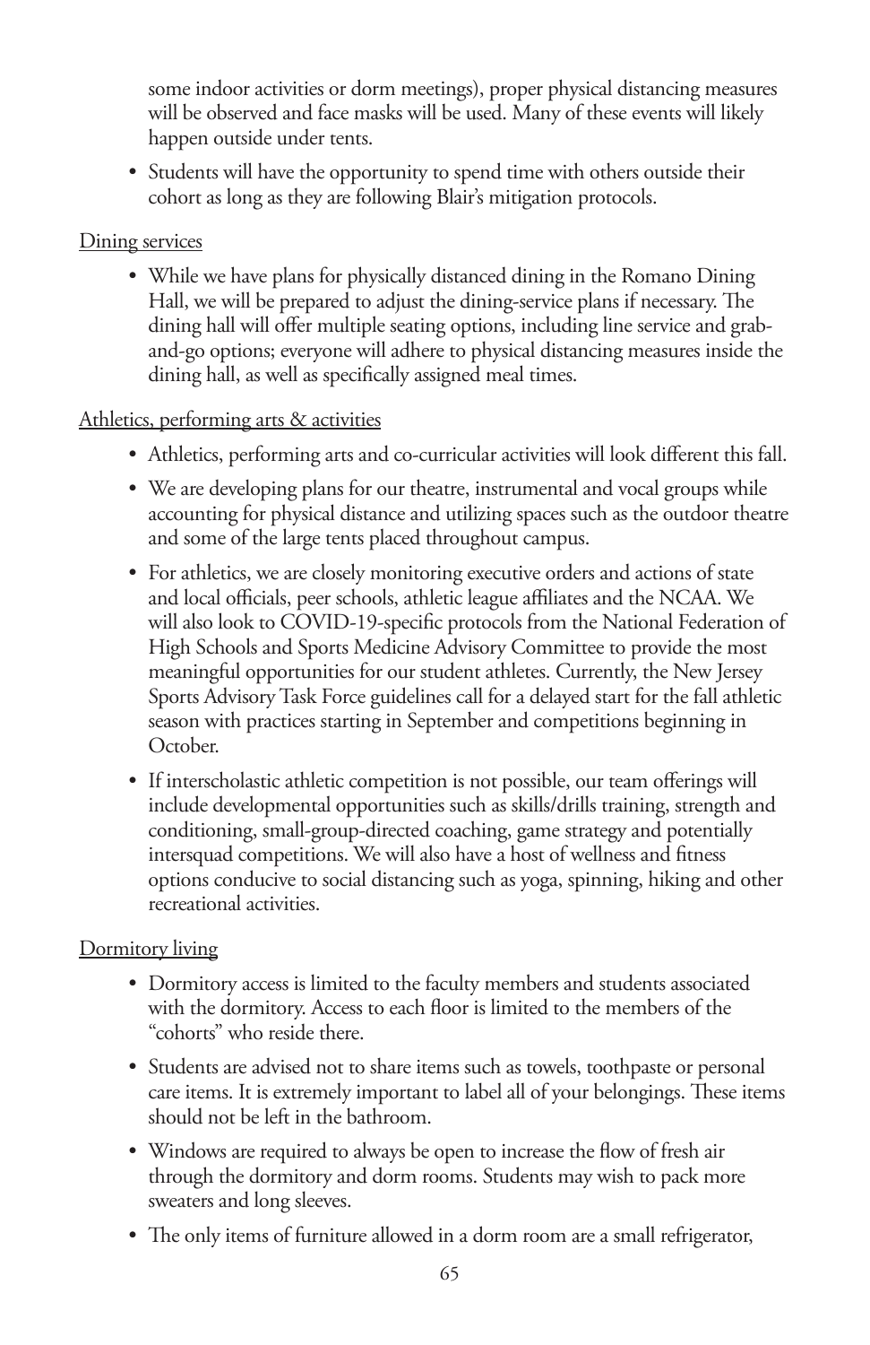some indoor activities or dorm meetings), proper physical distancing measures will be observed and face masks will be used. Many of these events will likely happen outside under tents.

- Students will have the opportunity to spend time with others outside their cohort as long as they are following Blair's mitigation protocols.

<u>Dining services</u>

- While we have plans for physically distanced dining in the Romano Dining Hall, we will be prepared to adjust the dining-service plans if necessary. The dining hall will offer multiple seating options, including line service and grab-and-go options; everyone will adhere to physical distancing measures inside the dining hall, as well as specifically assigned meal times.

<u>Athletics, performing arts & activities</u>

- Athletics, performing arts and co-curricular activities will look different this fall.
- We are developing plans for our theatre, instrumental and vocal groups while accounting for physical distance and utilizing spaces such as the outdoor theatre and some of the large tents placed throughout campus.
- For athletics, we are closely monitoring executive orders and actions of state and local officials, peer schools, athletic league affiliates and the NCAA. We will also look to COVID-19-specific protocols from the National Federation of High Schools and Sports Medicine Advisory Committee to provide the most meaningful opportunities for our student athletes. Currently, the New Jersey Sports Advisory Task Force guidelines call for a delayed start for the fall athletic season with practices starting in September and competitions beginning in October.
- If interscholastic athletic competition is not possible, our team offerings will include developmental opportunities such as skills/drills training, strength and conditioning, small-group-directed coaching, game strategy and potentially intersquad competitions. We will also have a host of wellness and fitness options conducive to social distancing such as yoga, spinning, hiking and other recreational activities.

<u>Dormitory living</u>

- Dormitory access is limited to the faculty members and students associated with the dormitory. Access to each floor is limited to the members of the "cohorts" who reside there.
- Students are advised not to share items such as towels, toothpaste or personal care items. It is extremely important to label all of your belongings. These items should not be left in the bathroom.
- Windows are required to always be open to increase the flow of fresh air through the dormitory and dorm rooms. Students may wish to pack more sweaters and long sleeves.
- The only items of furniture allowed in a dorm room are a small refrigerator,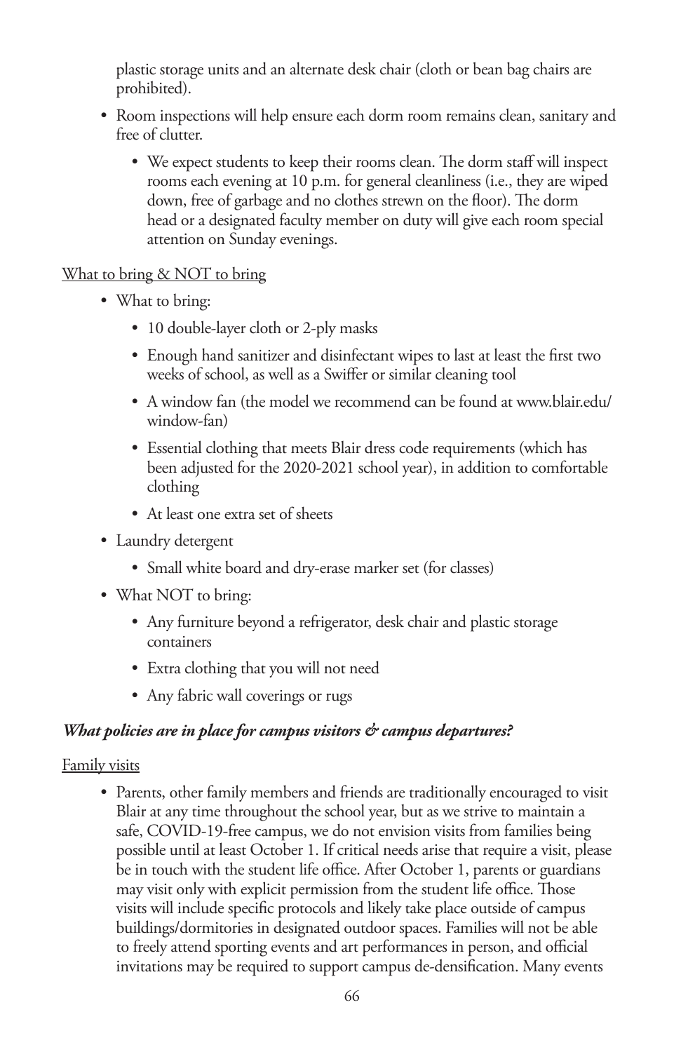plastic storage units and an alternate desk chair (cloth or bean bag chairs are prohibited).

- Room inspections will help ensure each dorm room remains clean, sanitary and free of clutter.
  - We expect students to keep their rooms clean. The dorm staff will inspect rooms each evening at 10 p.m. for general cleanliness (i.e., they are wiped down, free of garbage and no clothes strewn on the floor). The dorm head or a designated faculty member on duty will give each room special attention on Sunday evenings.

<u>What to bring & NOT to bring</u>

- What to bring:
  - 10 double-layer cloth or 2-ply masks
  - Enough hand sanitizer and disinfectant wipes to last at least the first two weeks of school, as well as a Swiffer or similar cleaning tool
  - A window fan (the model we recommend can be found at www.blair.edu/window-fan)
  - Essential clothing that meets Blair dress code requirements (which has been adjusted for the 2020-2021 school year), in addition to comfortable clothing
  - At least one extra set of sheets
- Laundry detergent
  - Small white board and dry-erase marker set (for classes)
- What NOT to bring:
  - Any furniture beyond a refrigerator, desk chair and plastic storage containers
  - Extra clothing that you will not need
  - Any fabric wall coverings or rugs

***What policies are in place for campus visitors & campus departures?***

<u>Family visits</u>

- Parents, other family members and friends are traditionally encouraged to visit Blair at any time throughout the school year, but as we strive to maintain a safe, COVID-19-free campus, we do not envision visits from families being possible until at least October 1. If critical needs arise that require a visit, please be in touch with the student life office. After October 1, parents or guardians may visit only with explicit permission from the student life office. Those visits will include specific protocols and likely take place outside of campus buildings/dormitories in designated outdoor spaces. Families will not be able to freely attend sporting events and art performances in person, and official invitations may be required to support campus de-densification. Many events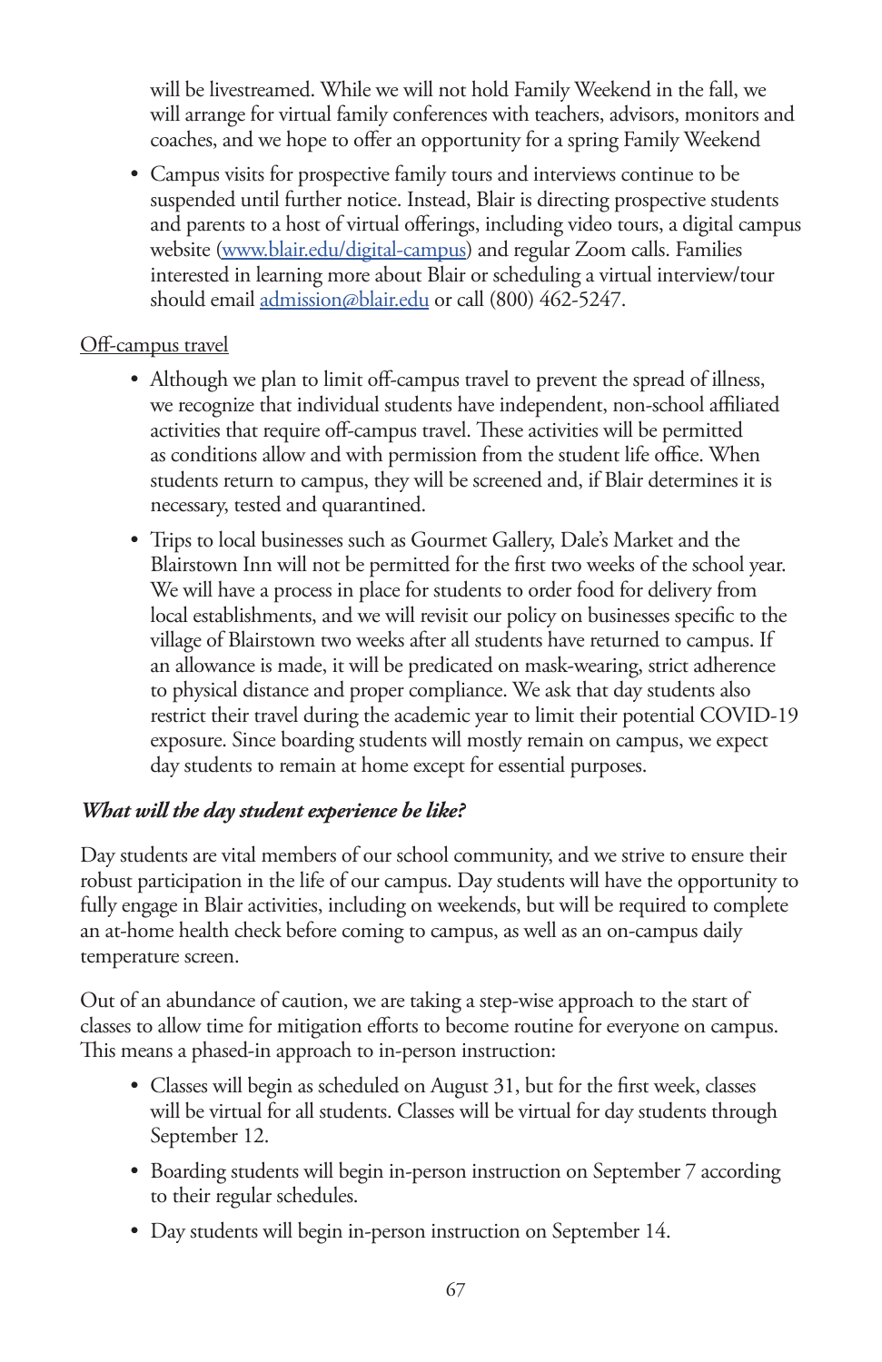will be livestreamed. While we will not hold Family Weekend in the fall, we will arrange for virtual family conferences with teachers, advisors, monitors and coaches, and we hope to offer an opportunity for a spring Family Weekend

- Campus visits for prospective family tours and interviews continue to be suspended until further notice. Instead, Blair is directing prospective students and parents to a host of virtual offerings, including video tours, a digital campus website (www.blair.edu/digital-campus) and regular Zoom calls. Families interested in learning more about Blair or scheduling a virtual interview/tour should email admission@blair.edu or call (800) 462-5247.

Off-campus travel

- Although we plan to limit off-campus travel to prevent the spread of illness, we recognize that individual students have independent, non-school affiliated activities that require off-campus travel. These activities will be permitted as conditions allow and with permission from the student life office. When students return to campus, they will be screened and, if Blair determines it is necessary, tested and quarantined.
- Trips to local businesses such as Gourmet Gallery, Dale's Market and the Blairstown Inn will not be permitted for the first two weeks of the school year. We will have a process in place for students to order food for delivery from local establishments, and we will revisit our policy on businesses specific to the village of Blairstown two weeks after all students have returned to campus. If an allowance is made, it will be predicated on mask-wearing, strict adherence to physical distance and proper compliance. We ask that day students also restrict their travel during the academic year to limit their potential COVID-19 exposure. Since boarding students will mostly remain on campus, we expect day students to remain at home except for essential purposes.

***What will the day student experience be like?***

Day students are vital members of our school community, and we strive to ensure their robust participation in the life of our campus. Day students will have the opportunity to fully engage in Blair activities, including on weekends, but will be required to complete an at-home health check before coming to campus, as well as an on-campus daily temperature screen.

Out of an abundance of caution, we are taking a step-wise approach to the start of classes to allow time for mitigation efforts to become routine for everyone on campus. This means a phased-in approach to in-person instruction:

- Classes will begin as scheduled on August 31, but for the first week, classes will be virtual for all students. Classes will be virtual for day students through September 12.
- Boarding students will begin in-person instruction on September 7 according to their regular schedules.
- Day students will begin in-person instruction on September 14.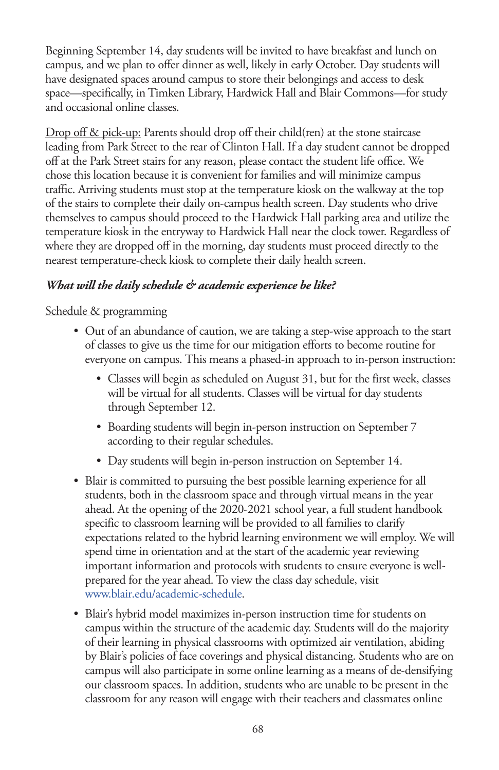Beginning September 14, day students will be invited to have breakfast and lunch on campus, and we plan to offer dinner as well, likely in early October. Day students will have designated spaces around campus to store their belongings and access to desk space—specifically, in Timken Library, Hardwick Hall and Blair Commons—for study and occasional online classes.

Drop off & pick-up: Parents should drop off their child(ren) at the stone staircase leading from Park Street to the rear of Clinton Hall. If a day student cannot be dropped off at the Park Street stairs for any reason, please contact the student life office. We chose this location because it is convenient for families and will minimize campus traffic. Arriving students must stop at the temperature kiosk on the walkway at the top of the stairs to complete their daily on-campus health screen. Day students who drive themselves to campus should proceed to the Hardwick Hall parking area and utilize the temperature kiosk in the entryway to Hardwick Hall near the clock tower. Regardless of where they are dropped off in the morning, day students must proceed directly to the nearest temperature-check kiosk to complete their daily health screen.

***What will the daily schedule & academic experience be like?***

Schedule & programming

- Out of an abundance of caution, we are taking a step-wise approach to the start of classes to give us the time for our mitigation efforts to become routine for everyone on campus. This means a phased-in approach to in-person instruction:
  - Classes will begin as scheduled on August 31, but for the first week, classes will be virtual for all students. Classes will be virtual for day students through September 12.
  - Boarding students will begin in-person instruction on September 7 according to their regular schedules.
  - Day students will begin in-person instruction on September 14.
- Blair is committed to pursuing the best possible learning experience for all students, both in the classroom space and through virtual means in the year ahead. At the opening of the 2020-2021 school year, a full student handbook specific to classroom learning will be provided to all families to clarify expectations related to the hybrid learning environment we will employ. We will spend time in orientation and at the start of the academic year reviewing important information and protocols with students to ensure everyone is well-prepared for the year ahead. To view the class day schedule, visit www.blair.edu/academic-schedule.
- Blair's hybrid model maximizes in-person instruction time for students on campus within the structure of the academic day. Students will do the majority of their learning in physical classrooms with optimized air ventilation, abiding by Blair's policies of face coverings and physical distancing. Students who are on campus will also participate in some online learning as a means of de-densifying our classroom spaces. In addition, students who are unable to be present in the classroom for any reason will engage with their teachers and classmates online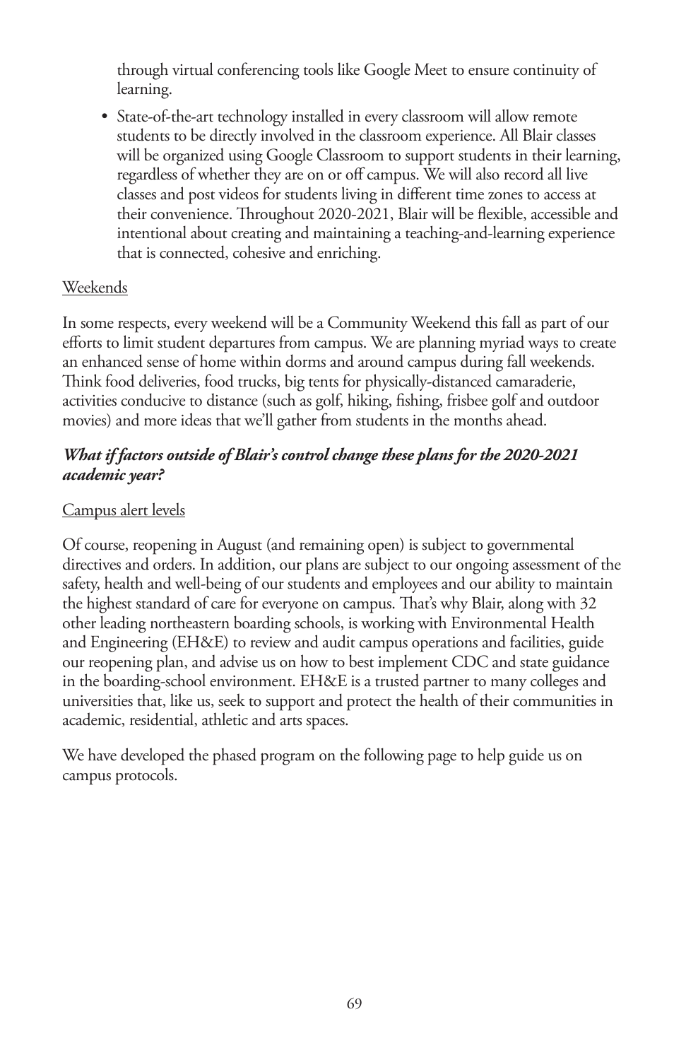through virtual conferencing tools like Google Meet to ensure continuity of learning.

- State-of-the-art technology installed in every classroom will allow remote students to be directly involved in the classroom experience. All Blair classes will be organized using Google Classroom to support students in their learning, regardless of whether they are on or off campus. We will also record all live classes and post videos for students living in different time zones to access at their convenience. Throughout 2020-2021, Blair will be flexible, accessible and intentional about creating and maintaining a teaching-and-learning experience that is connected, cohesive and enriching.

<u>Weekends</u>

In some respects, every weekend will be a Community Weekend this fall as part of our efforts to limit student departures from campus. We are planning myriad ways to create an enhanced sense of home within dorms and around campus during fall weekends. Think food deliveries, food trucks, big tents for physically-distanced camaraderie, activities conducive to distance (such as golf, hiking, fishing, frisbee golf and outdoor movies) and more ideas that we'll gather from students in the months ahead.

***What if factors outside of Blair's control change these plans for the 2020-2021 academic year?***

<u>Campus alert levels</u>

Of course, reopening in August (and remaining open) is subject to governmental directives and orders. In addition, our plans are subject to our ongoing assessment of the safety, health and well-being of our students and employees and our ability to maintain the highest standard of care for everyone on campus. That's why Blair, along with 32 other leading northeastern boarding schools, is working with Environmental Health and Engineering (EH&E) to review and audit campus operations and facilities, guide our reopening plan, and advise us on how to best implement CDC and state guidance in the boarding-school environment. EH&E is a trusted partner to many colleges and universities that, like us, seek to support and protect the health of their communities in academic, residential, athletic and arts spaces.

We have developed the phased program on the following page to help guide us on campus protocols.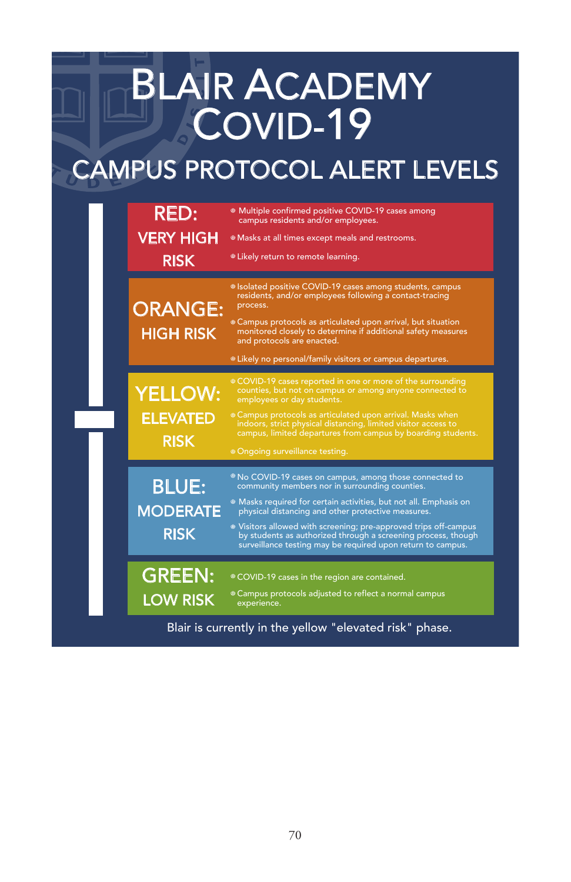# Blair Academy COVID-19

## CAMPUS PROTOCOL ALERT LEVELS

### RED: VERY HIGH RISK

- Multiple confirmed positive COVID-19 cases among campus residents and/or employees.
- Masks at all times except meals and restrooms.
- Likely return to remote learning.

### ORANGE: HIGH RISK

- Isolated positive COVID-19 cases among students, campus residents, and/or employees following a contact-tracing process.
- Campus protocols as articulated upon arrival, but situation monitored closely to determine if additional safety measures and protocols are enacted.
- Likely no personal/family visitors or campus departures.

### YELLOW: ELEVATED RISK

- COVID-19 cases reported in one or more of the surrounding counties, but not on campus or among anyone connected to employees or day students.
- Campus protocols as articulated upon arrival. Masks when indoors, strict physical distancing, limited visitor access to campus, limited departures from campus by boarding students.
- Ongoing surveillance testing.

### BLUE: MODERATE RISK

- No COVID-19 cases on campus, among those connected to community members nor in surrounding counties.
- Masks required for certain activities, but not all. Emphasis on physical distancing and other protective measures.
- Visitors allowed with screening; pre-approved trips off-campus by students as authorized through a screening process, though surveillance testing may be required upon return to campus.

### GREEN: LOW RISK

- COVID-19 cases in the region are contained.
- Campus protocols adjusted to reflect a normal campus experience.

Blair is currently in the yellow "elevated risk" phase.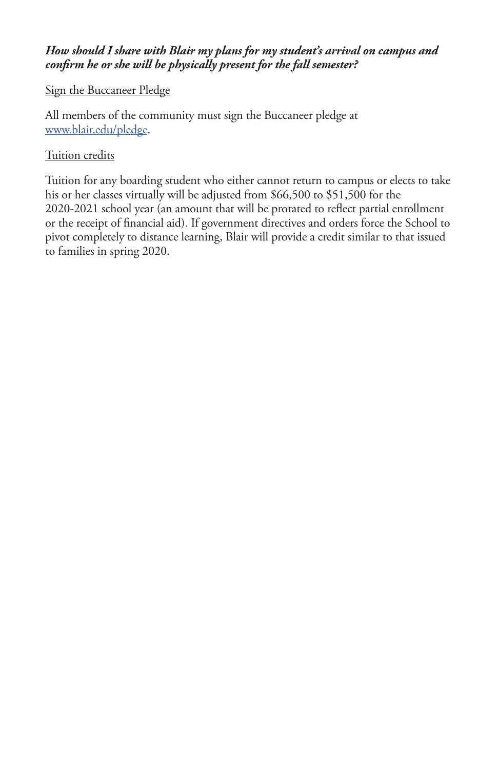***How should I share with Blair my plans for my student's arrival on campus and confirm he or she will be physically present for the fall semester?***

Sign the Buccaneer Pledge

All members of the community must sign the Buccaneer pledge at [www.blair.edu/pledge](http://www.blair.edu/pledge).

Tuition credits

Tuition for any boarding student who either cannot return to campus or elects to take his or her classes virtually will be adjusted from $66,500 to $51,500 for the 2020-2021 school year (an amount that will be prorated to reflect partial enrollment or the receipt of financial aid). If government directives and orders force the School to pivot completely to distance learning, Blair will provide a credit similar to that issued to families in spring 2020.